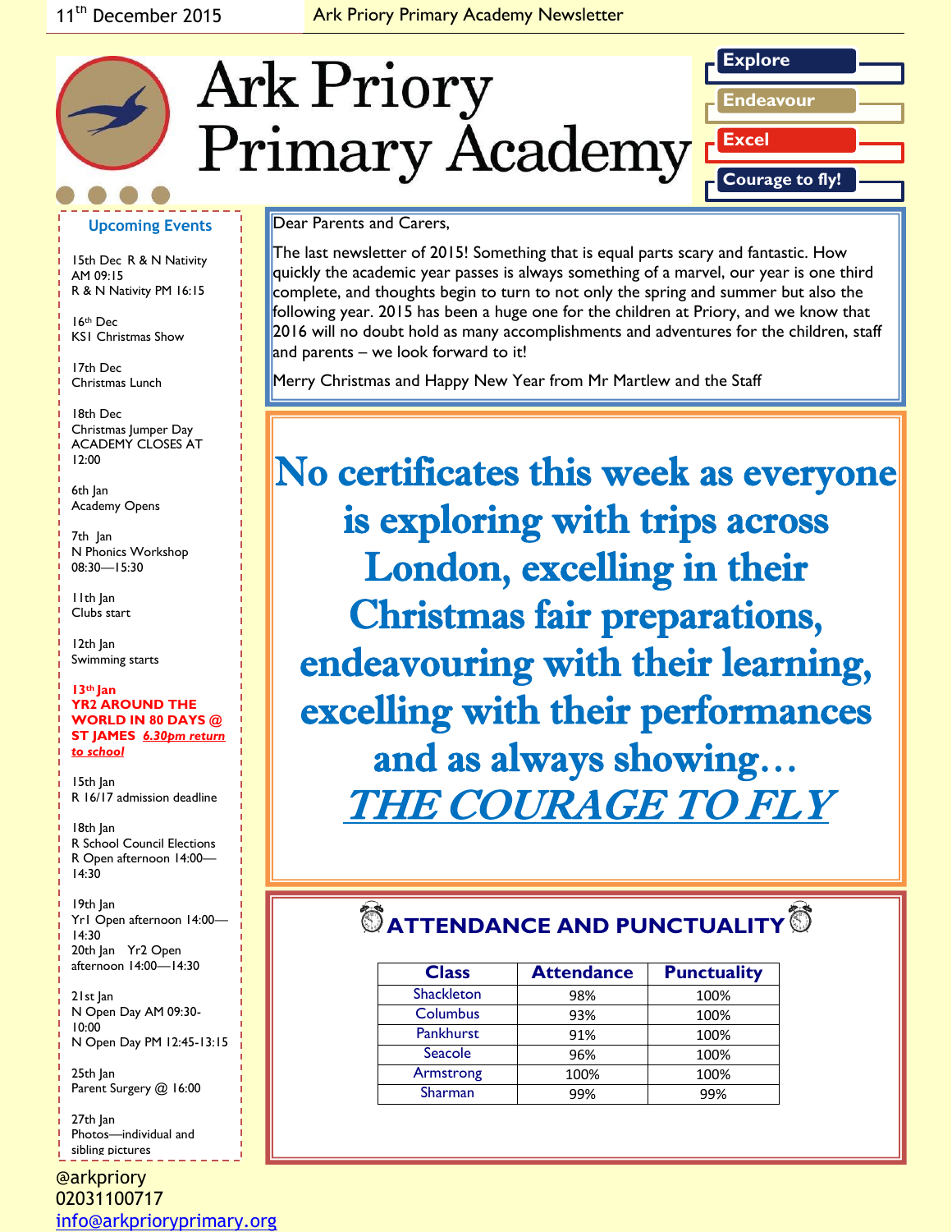# Ark Priory Primary Academy

**Explore**
**Endeavour**
**Excel**
**Courage to fly!**

11th December 2015 — Ark Priory Primary Academy Newsletter

Dear Parents and Carers,

The last newsletter of 2015! Something that is equal parts scary and fantastic. How quickly the academic year passes is always something of a marvel, our year is one third complete, and thoughts begin to turn to not only the spring and summer but also the following year. 2015 has been a huge one for the children at Priory, and we know that 2016 will no doubt hold as many accomplishments and adventures for the children, staff and parents – we look forward to it!

Merry Christmas and Happy New Year from Mr Martlew and the Staff

## No certificates this week as everyone is exploring with trips across London, excelling in their Christmas fair preparations, endeavouring with their learning, excelling with their performances and as always showing… *THE COURAGE TO FLY*

## ATTENDANCE AND PUNCTUALITY

| Class | Attendance | Punctuality |
|---|---|---|
| Shackleton | 98% | 100% |
| Columbus | 93% | 100% |
| Pankhurst | 91% | 100% |
| Seacole | 96% | 100% |
| Armstrong | 100% | 100% |
| Sharman | 99% | 99% |

### Upcoming Events

15th Dec R & N Nativity AM 09:15
R & N Nativity PM 16:15

16th Dec
KS1 Christmas Show

17th Dec
Christmas Lunch

18th Dec
Christmas Jumper Day
ACADEMY CLOSES AT 12:00

6th Jan
Academy Opens

7th Jan
N Phonics Workshop 08:30—15:30

11th Jan
Clubs start

12th Jan
Swimming starts

**13th Jan**
**YR2 AROUND THE WORLD IN 80 DAYS @ ST JAMES** ***6.30pm return to school***

15th Jan
R 16/17 admission deadline

18th Jan
R School Council Elections
R Open afternoon 14:00—14:30

19th Jan
Yr1 Open afternoon 14:00—14:30
20th Jan Yr2 Open afternoon 14:00—14:30

21st Jan
N Open Day AM 09:30-10:00
N Open Day PM 12:45-13:15

25th Jan
Parent Surgery @ 16:00

27th Jan
Photos—individual and sibling pictures

@arkpriory
02031100717
info@arkprioryprimary.org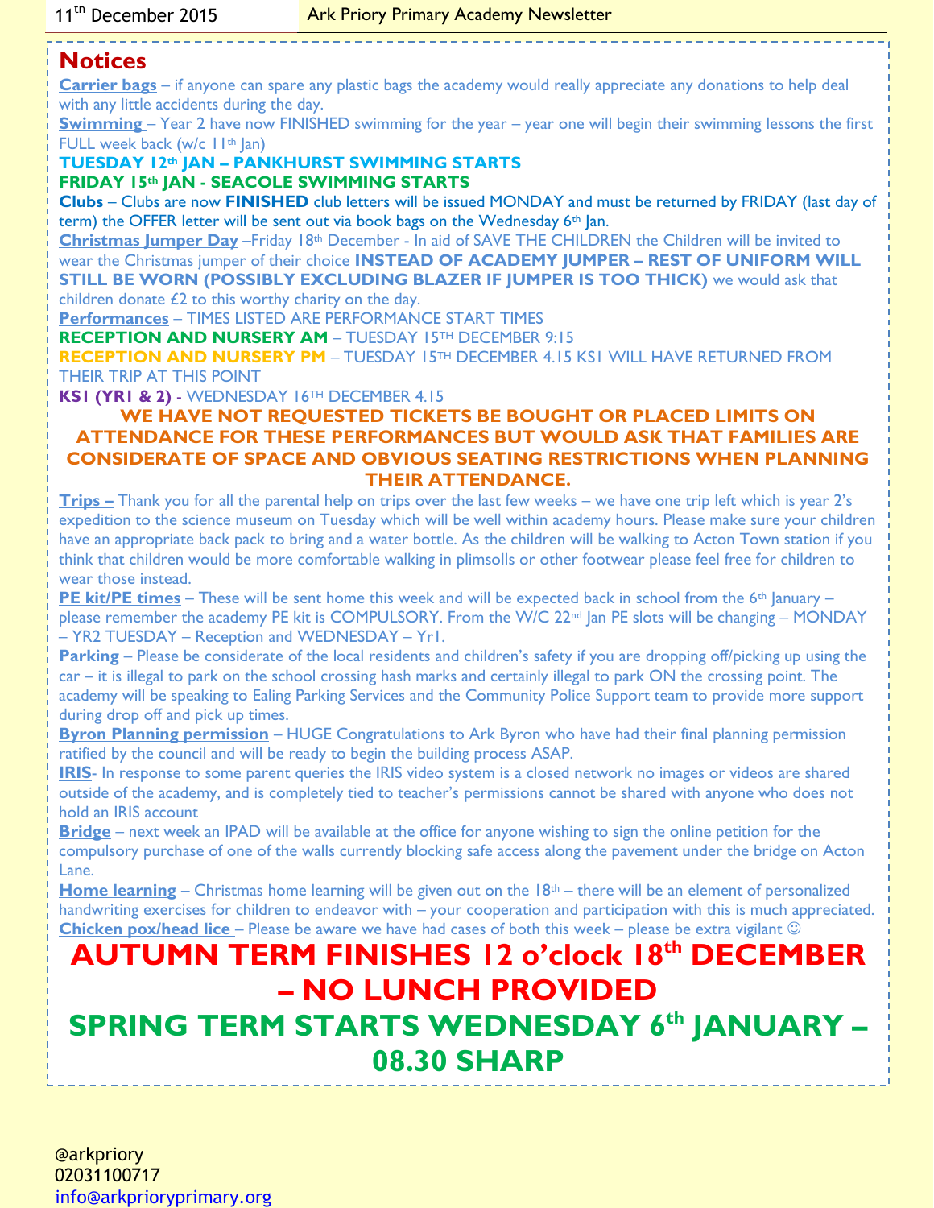# Notices

**Carrier bags** – if anyone can spare any plastic bags the academy would really appreciate any donations to help deal with any little accidents during the day.

**Swimming** – Year 2 have now FINISHED swimming for the year – year one will begin their swimming lessons the first FULL week back (w/c 11th Jan)

**TUESDAY 12th JAN – PANKHURST SWIMMING STARTS**

**FRIDAY 15th JAN - SEACOLE SWIMMING STARTS**

**Clubs** – Clubs are now **FINISHED** club letters will be issued MONDAY and must be returned by FRIDAY (last day of term) the OFFER letter will be sent out via book bags on the Wednesday 6th Jan.

**Christmas Jumper Day** –Friday 18th December - In aid of SAVE THE CHILDREN the Children will be invited to wear the Christmas jumper of their choice **INSTEAD OF ACADEMY JUMPER – REST OF UNIFORM WILL STILL BE WORN (POSSIBLY EXCLUDING BLAZER IF JUMPER IS TOO THICK)** we would ask that children donate £2 to this worthy charity on the day.

**Performances** – TIMES LISTED ARE PERFORMANCE START TIMES

**RECEPTION AND NURSERY AM** – TUESDAY 15TH DECEMBER 9:15

**RECEPTION AND NURSERY PM** – TUESDAY 15TH DECEMBER 4.15 KS1 WILL HAVE RETURNED FROM THEIR TRIP AT THIS POINT

**KS1 (YR1 & 2)** - WEDNESDAY 16TH DECEMBER 4.15

**WE HAVE NOT REQUESTED TICKETS BE BOUGHT OR PLACED LIMITS ON ATTENDANCE FOR THESE PERFORMANCES BUT WOULD ASK THAT FAMILIES ARE CONSIDERATE OF SPACE AND OBVIOUS SEATING RESTRICTIONS WHEN PLANNING THEIR ATTENDANCE.**

**Trips –** Thank you for all the parental help on trips over the last few weeks – we have one trip left which is year 2's expedition to the science museum on Tuesday which will be well within academy hours. Please make sure your children have an appropriate back pack to bring and a water bottle. As the children will be walking to Acton Town station if you think that children would be more comfortable walking in plimsolls or other footwear please feel free for children to wear those instead.

**PE kit/PE times** – These will be sent home this week and will be expected back in school from the 6th January – please remember the academy PE kit is COMPULSORY. From the W/C 22nd Jan PE slots will be changing – MONDAY – YR2 TUESDAY – Reception and WEDNESDAY – Yr1.

**Parking** – Please be considerate of the local residents and children's safety if you are dropping off/picking up using the car – it is illegal to park on the school crossing hash marks and certainly illegal to park ON the crossing point. The academy will be speaking to Ealing Parking Services and the Community Police Support team to provide more support during drop off and pick up times.

**Byron Planning permission** – HUGE Congratulations to Ark Byron who have had their final planning permission ratified by the council and will be ready to begin the building process ASAP.

**IRIS**- In response to some parent queries the IRIS video system is a closed network no images or videos are shared outside of the academy, and is completely tied to teacher's permissions cannot be shared with anyone who does not hold an IRIS account

**Bridge** – next week an IPAD will be available at the office for anyone wishing to sign the online petition for the compulsory purchase of one of the walls currently blocking safe access along the pavement under the bridge on Acton Lane.

**Home learning** – Christmas home learning will be given out on the 18th – there will be an element of personalized handwriting exercises for children to endeavor with – your cooperation and participation with this is much appreciated.

**Chicken pox/head lice** – Please be aware we have had cases of both this week – please be extra vigilant ☺

## AUTUMN TERM FINISHES 12 o'clock 18th DECEMBER – NO LUNCH PROVIDED

## SPRING TERM STARTS WEDNESDAY 6th JANUARY – 08.30 SHARP

@arkpriory
02031100717
info@arkprioryprimary.org